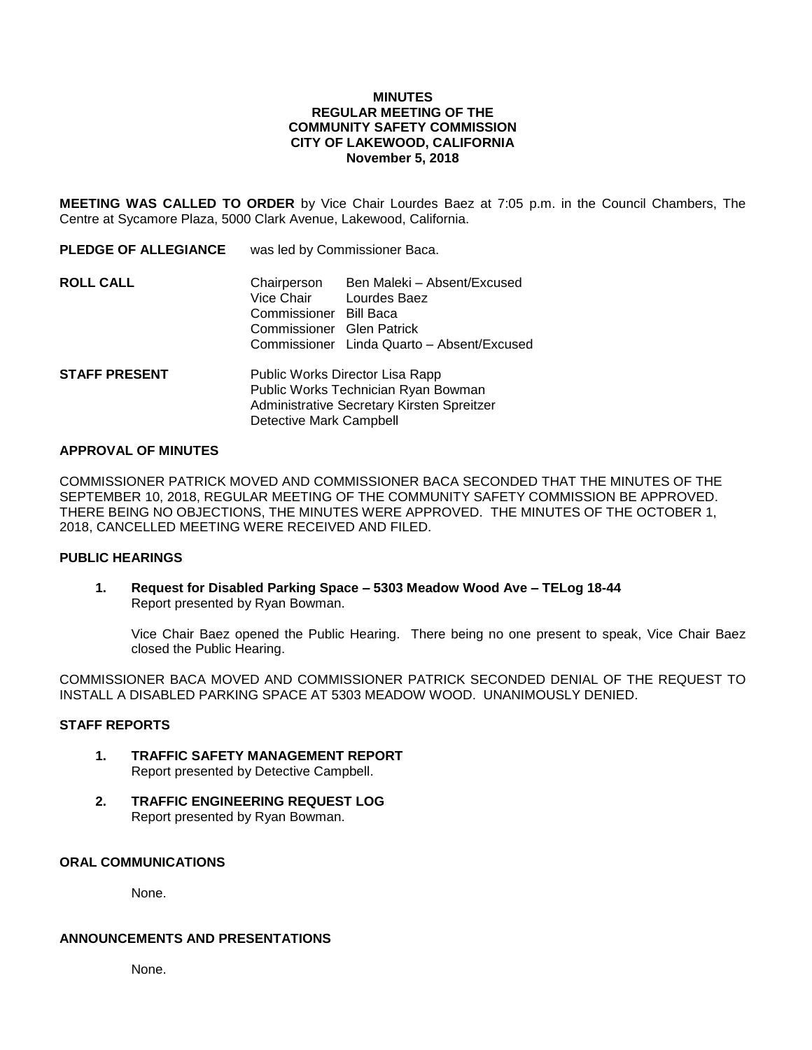**MINUTES**
**REGULAR MEETING OF THE**
**COMMUNITY SAFETY COMMISSION**
**CITY OF LAKEWOOD, CALIFORNIA**
**November 5, 2018**

**MEETING WAS CALLED TO ORDER** by Vice Chair Lourdes Baez at 7:05 p.m. in the Council Chambers, The Centre at Sycamore Plaza, 5000 Clark Avenue, Lakewood, California.

**PLEDGE OF ALLEGIANCE** was led by Commissioner Baca.

**ROLL CALL**

| | |
|---|---|
| Chairperson | Ben Maleki – Absent/Excused |
| Vice Chair | Lourdes Baez |
| Commissioner | Bill Baca |
| Commissioner | Glen Patrick |
| Commissioner | Linda Quarto – Absent/Excused |

**STAFF PRESENT**

Public Works Director Lisa Rapp
Public Works Technician Ryan Bowman
Administrative Secretary Kirsten Spreitzer
Detective Mark Campbell

**APPROVAL OF MINUTES**

COMMISSIONER PATRICK MOVED AND COMMISSIONER BACA SECONDED THAT THE MINUTES OF THE SEPTEMBER 10, 2018, REGULAR MEETING OF THE COMMUNITY SAFETY COMMISSION BE APPROVED. THERE BEING NO OBJECTIONS, THE MINUTES WERE APPROVED. THE MINUTES OF THE OCTOBER 1, 2018, CANCELLED MEETING WERE RECEIVED AND FILED.

**PUBLIC HEARINGS**

1. **Request for Disabled Parking Space – 5303 Meadow Wood Ave – TELog 18-44**
   Report presented by Ryan Bowman.

   Vice Chair Baez opened the Public Hearing. There being no one present to speak, Vice Chair Baez closed the Public Hearing.

COMMISSIONER BACA MOVED AND COMMISSIONER PATRICK SECONDED DENIAL OF THE REQUEST TO INSTALL A DISABLED PARKING SPACE AT 5303 MEADOW WOOD. UNANIMOUSLY DENIED.

**STAFF REPORTS**

1. **TRAFFIC SAFETY MANAGEMENT REPORT**
   Report presented by Detective Campbell.

2. **TRAFFIC ENGINEERING REQUEST LOG**
   Report presented by Ryan Bowman.

**ORAL COMMUNICATIONS**

None.

**ANNOUNCEMENTS AND PRESENTATIONS**

None.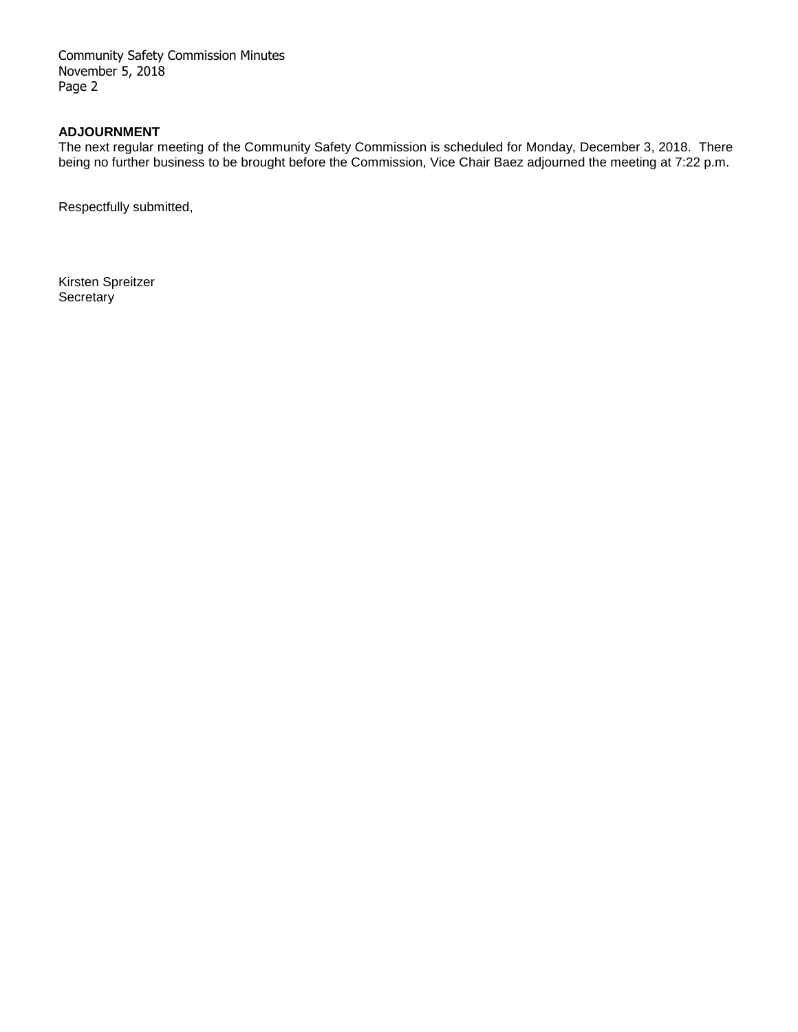**ADJOURNMENT**

The next regular meeting of the Community Safety Commission is scheduled for Monday, December 3, 2018. There being no further business to be brought before the Commission, Vice Chair Baez adjourned the meeting at 7:22 p.m.

Respectfully submitted,

Kirsten Spreitzer
Secretary